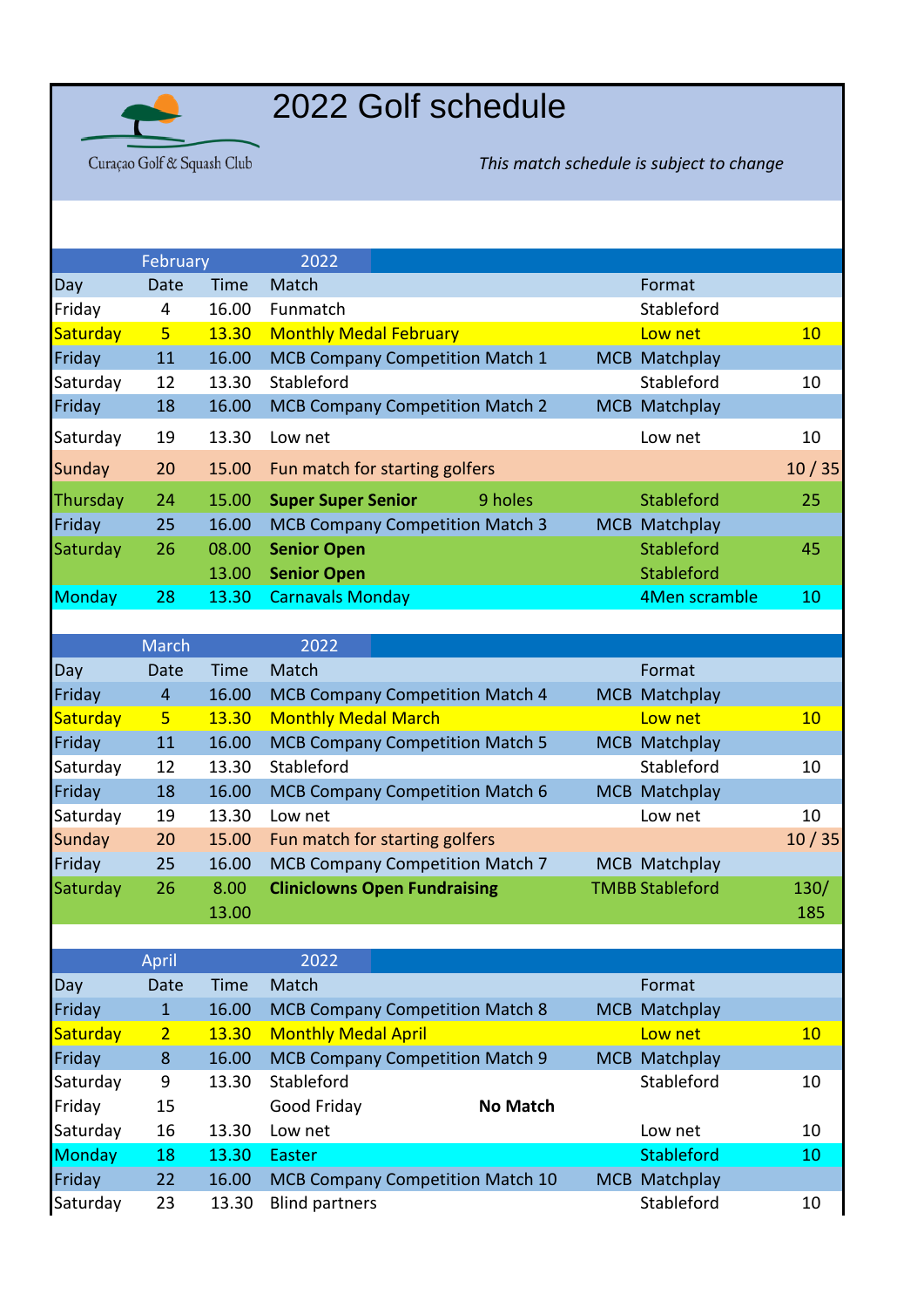# 2022 Golf schedule

Curaçao Golf & Squash Club

*This match schedule is subject to change*

| | February | | 2022 | | | |
|---|---|---|---|---|---|---|
| Day | Date | Time | Match | | Format | |
| Friday | 4 | 16.00 | Funmatch | | Stableford | |
| Saturday | 5 | 13.30 | Monthly Medal February | | Low net | 10 |
| Friday | 11 | 16.00 | MCB Company Competition Match 1 | MCB | Matchplay | |
| Saturday | 12 | 13.30 | Stableford | | Stableford | 10 |
| Friday | 18 | 16.00 | MCB Company Competition Match 2 | MCB | Matchplay | |
| Saturday | 19 | 13.30 | Low net | | Low net | 10 |
| Sunday | 20 | 15.00 | Fun match for starting golfers | | | 10 / 35 |
| Thursday | 24 | 15.00 | **Super Super Senior** | 9 holes | Stableford | 25 |
| Friday | 25 | 16.00 | MCB Company Competition Match 3 | MCB | Matchplay | |
| Saturday | 26 | 08.00 | **Senior Open** | | Stableford | 45 |
| | | 13.00 | **Senior Open** | | Stableford | |
| Monday | 28 | 13.30 | Carnavals Monday | | 4Men scramble | 10 |

| | March | | 2022 | | | |
|---|---|---|---|---|---|---|
| Day | Date | Time | Match | | Format | |
| Friday | 4 | 16.00 | MCB Company Competition Match 4 | MCB | Matchplay | |
| Saturday | 5 | 13.30 | Monthly Medal March | | Low net | 10 |
| Friday | 11 | 16.00 | MCB Company Competition Match 5 | MCB | Matchplay | |
| Saturday | 12 | 13.30 | Stableford | | Stableford | 10 |
| Friday | 18 | 16.00 | MCB Company Competition Match 6 | MCB | Matchplay | |
| Saturday | 19 | 13.30 | Low net | | Low net | 10 |
| Sunday | 20 | 15.00 | Fun match for starting golfers | | | 10 / 35 |
| Friday | 25 | 16.00 | MCB Company Competition Match 7 | MCB | Matchplay | |
| Saturday | 26 | 8.00 | **Cliniclowns Open Fundraising** | TMBB | Stableford | 130/ |
| | | 13.00 | | | | 185 |

| | April | | 2022 | | | |
|---|---|---|---|---|---|---|
| Day | Date | Time | Match | | Format | |
| Friday | 1 | 16.00 | MCB Company Competition Match 8 | MCB | Matchplay | |
| Saturday | 2 | 13.30 | Monthly Medal April | | Low net | 10 |
| Friday | 8 | 16.00 | MCB Company Competition Match 9 | MCB | Matchplay | |
| Saturday | 9 | 13.30 | Stableford | | Stableford | 10 |
| Friday | 15 | | Good Friday | **No Match** | | |
| Saturday | 16 | 13.30 | Low net | | Low net | 10 |
| Monday | 18 | 13.30 | Easter | | Stableford | 10 |
| Friday | 22 | 16.00 | MCB Company Competition Match 10 | MCB | Matchplay | |
| Saturday | 23 | 13.30 | Blind partners | | Stableford | 10 |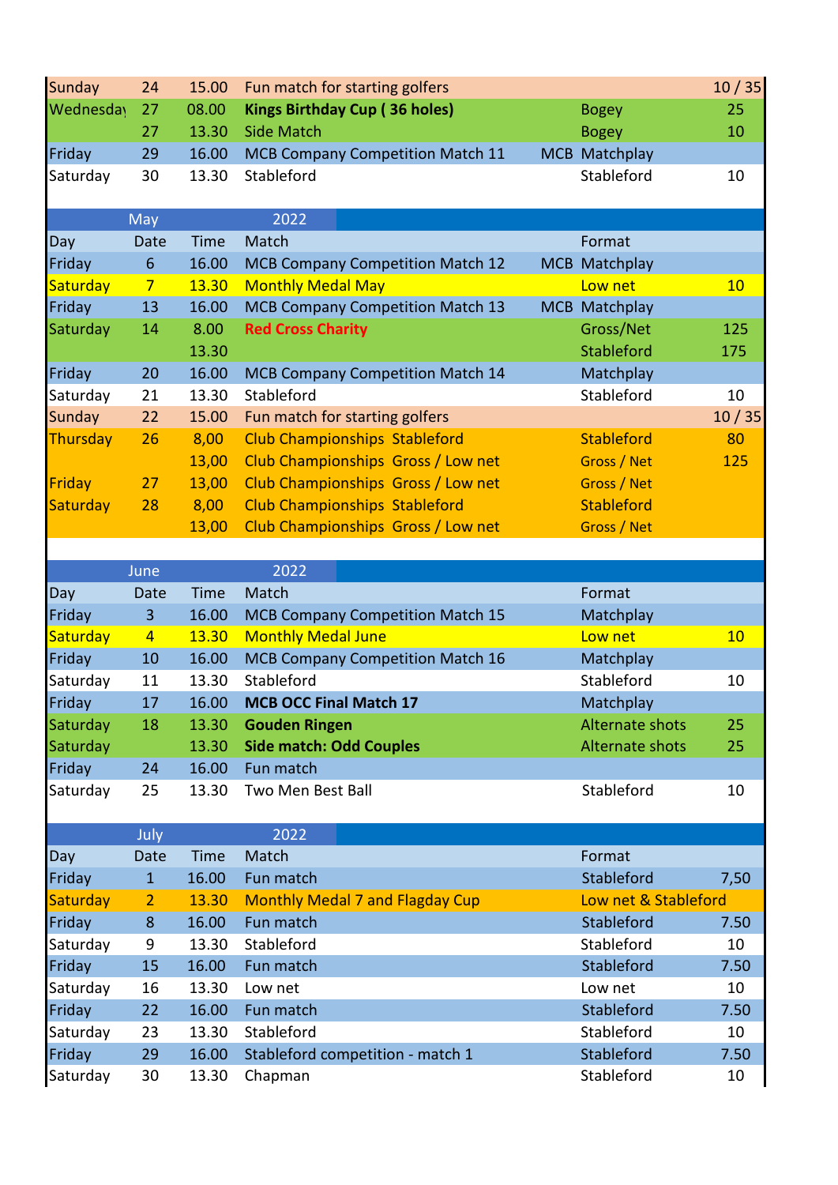| Day | Date | Time | Match | | Format | |
|---|---|---|---|---|---|---|
| Sunday | 24 | 15.00 | Fun match for starting golfers | | | 10 / 35 |
| Wednesday | 27 | 08.00 | **Kings Birthday Cup ( 36 holes)** | | Bogey | 25 |
| | 27 | 13.30 | Side Match | | Bogey | 10 |
| Friday | 29 | 16.00 | MCB Company Competition Match 11 | MCB | Matchplay | |
| Saturday | 30 | 13.30 | Stableford | | Stableford | 10 |

| May | | 2022 | | | | |
|---|---|---|---|---|---|---|
| Day | Date | Time | Match | | Format | |
| Friday | 6 | 16.00 | MCB Company Competition Match 12 | MCB | Matchplay | |
| Saturday | 7 | 13.30 | Monthly Medal May | | Low net | 10 |
| Friday | 13 | 16.00 | MCB Company Competition Match 13 | MCB | Matchplay | |
| Saturday | 14 | 8.00 | **Red Cross Charity** | | Gross/Net | 125 |
| | | 13.30 | | | Stableford | 175 |
| Friday | 20 | 16.00 | MCB Company Competition Match 14 | | Matchplay | |
| Saturday | 21 | 13.30 | Stableford | | Stableford | 10 |
| Sunday | 22 | 15.00 | Fun match for starting golfers | | | 10 / 35 |
| Thursday | 26 | 8,00 | Club Championships Stableford | | Stableford | 80 |
| | | 13,00 | Club Championships Gross / Low net | | Gross / Net | 125 |
| Friday | 27 | 13,00 | Club Championships Gross / Low net | | Gross / Net | |
| Saturday | 28 | 8,00 | Club Championships Stableford | | Stableford | |
| | | 13,00 | Club Championships Gross / Low net | | Gross / Net | |

| June | | 2022 | | | | |
|---|---|---|---|---|---|---|
| Day | Date | Time | Match | | Format | |
| Friday | 3 | 16.00 | MCB Company Competition Match 15 | | Matchplay | |
| Saturday | 4 | 13.30 | Monthly Medal June | | Low net | 10 |
| Friday | 10 | 16.00 | MCB Company Competition Match 16 | | Matchplay | |
| Saturday | 11 | 13.30 | Stableford | | Stableford | 10 |
| Friday | 17 | 16.00 | **MCB OCC Final Match 17** | | Matchplay | |
| Saturday | 18 | 13.30 | **Gouden Ringen** | | Alternate shots | 25 |
| Saturday | | 13.30 | **Side match: Odd Couples** | | Alternate shots | 25 |
| Friday | 24 | 16.00 | Fun match | | | |
| Saturday | 25 | 13.30 | Two Men Best Ball | | Stableford | 10 |

| July | | 2022 | | | | |
|---|---|---|---|---|---|---|
| Day | Date | Time | Match | | Format | |
| Friday | 1 | 16.00 | Fun match | | Stableford | 7,50 |
| Saturday | 2 | 13.30 | Monthly Medal 7 and Flagday Cup | | Low net & Stableford | |
| Friday | 8 | 16.00 | Fun match | | Stableford | 7.50 |
| Saturday | 9 | 13.30 | Stableford | | Stableford | 10 |
| Friday | 15 | 16.00 | Fun match | | Stableford | 7.50 |
| Saturday | 16 | 13.30 | Low net | | Low net | 10 |
| Friday | 22 | 16.00 | Fun match | | Stableford | 7.50 |
| Saturday | 23 | 13.30 | Stableford | | Stableford | 10 |
| Friday | 29 | 16.00 | Stableford competition - match 1 | | Stableford | 7.50 |
| Saturday | 30 | 13.30 | Chapman | | Stableford | 10 |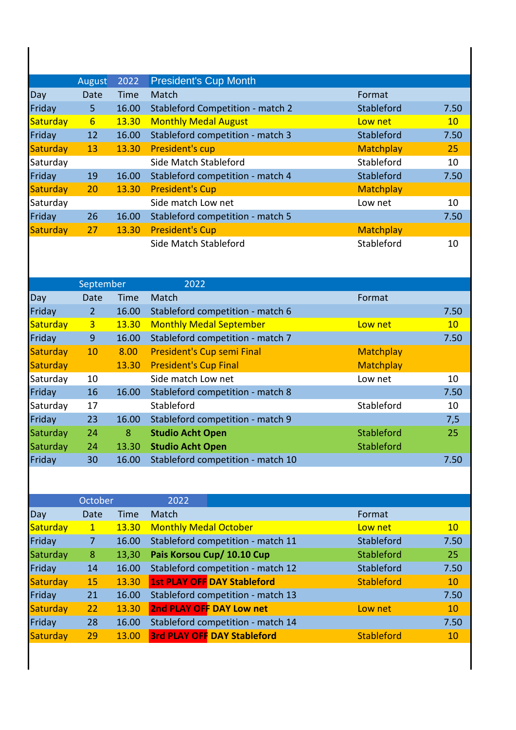| August | 2022 | | President's Cup Month | | |
|---|---|---|---|---|---|
| Day | Date | Time | Match | Format | |
| Friday | 5 | 16.00 | Stableford Competition - match 2 | Stableford | 7.50 |
| Saturday | 6 | 13.30 | Monthly Medal August | Low net | 10 |
| Friday | 12 | 16.00 | Stableford competition - match 3 | Stableford | 7.50 |
| Saturday | 13 | 13.30 | President's cup | Matchplay | 25 |
| Saturday | | | Side Match Stableford | Stableford | 10 |
| Friday | 19 | 16.00 | Stableford competition - match 4 | Stableford | 7.50 |
| Saturday | 20 | 13.30 | President's Cup | Matchplay | |
| Saturday | | | Side match Low net | Low net | 10 |
| Friday | 26 | 16.00 | Stableford competition - match 5 | | 7.50 |
| Saturday | 27 | 13.30 | President's Cup | Matchplay | |
| | | | Side Match Stableford | Stableford | 10 |

| September | | | 2022 | | |
|---|---|---|---|---|---|
| Day | Date | Time | Match | Format | |
| Friday | 2 | 16.00 | Stableford competition - match 6 | | 7.50 |
| Saturday | 3 | 13.30 | Monthly Medal September | Low net | 10 |
| Friday | 9 | 16.00 | Stableford competition - match 7 | | 7.50 |
| Saturday | 10 | 8.00 | President's Cup semi Final | Matchplay | |
| Saturday | | 13.30 | President's Cup Final | Matchplay | |
| Saturday | 10 | | Side match Low net | Low net | 10 |
| Friday | 16 | 16.00 | Stableford competition - match 8 | | 7.50 |
| Saturday | 17 | | Stableford | Stableford | 10 |
| Friday | 23 | 16.00 | Stableford competition - match 9 | | 7,5 |
| Saturday | 24 | 8 | **Studio Acht Open** | Stableford | 25 |
| Saturday | 24 | 13.30 | **Studio Acht Open** | Stableford | |
| Friday | 30 | 16.00 | Stableford competition - match 10 | | 7.50 |

| October | | | 2022 | | |
|---|---|---|---|---|---|
| Day | Date | Time | Match | Format | |
| Saturday | 1 | 13.30 | Monthly Medal October | Low net | 10 |
| Friday | 7 | 16.00 | Stableford competition - match 11 | Stableford | 7.50 |
| Saturday | 8 | 13,30 | **Pais Korsou Cup/ 10.10 Cup** | Stableford | 25 |
| Friday | 14 | 16.00 | Stableford competition - match 12 | Stableford | 7.50 |
| Saturday | 15 | 13.30 | **1st PLAY OFF DAY Stableford** | Stableford | 10 |
| Friday | 21 | 16.00 | Stableford competition - match 13 | | 7.50 |
| Saturday | 22 | 13.30 | **2nd PLAY OFF DAY Low net** | Low net | 10 |
| Friday | 28 | 16.00 | Stableford competition - match 14 | | 7.50 |
| Saturday | 29 | 13.00 | **3rd PLAY OFF DAY Stableford** | Stableford | 10 |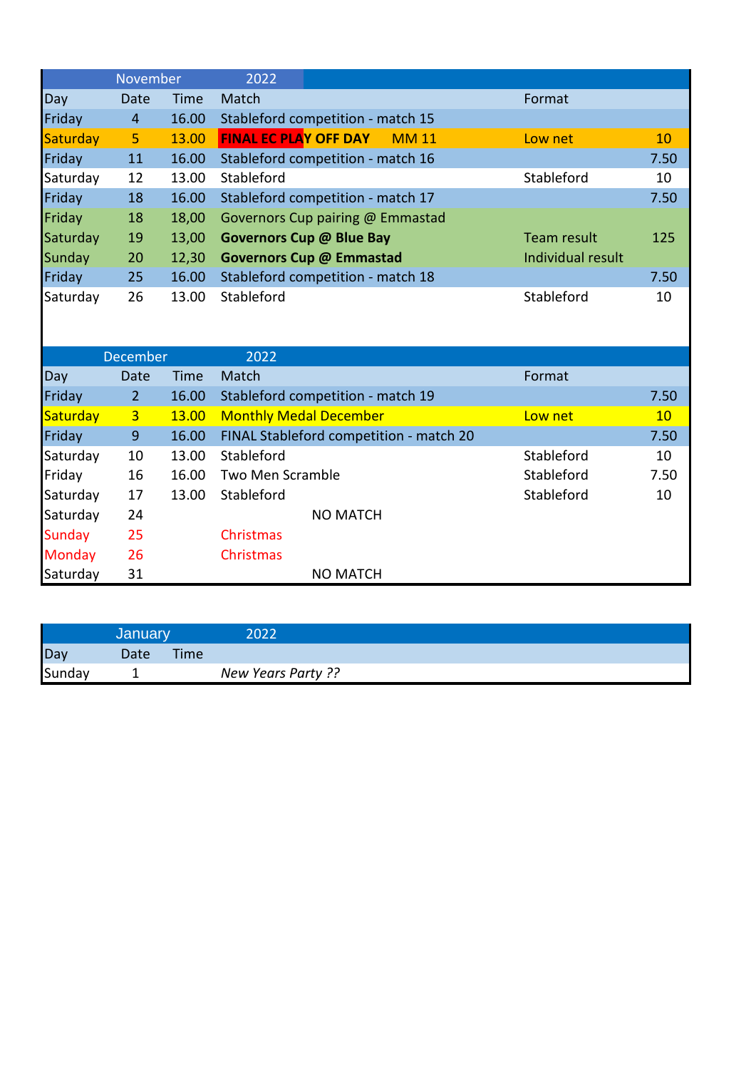| November | 2022 | | | | |
|---|---|---|---|---|---|
| Day | Date | Time | Match | Format | |
| Friday | 4 | 16.00 | Stableford competition - match 15 | | |
| Saturday | 5 | 13.00 | **FINAL EC PLAY OFF DAY** MM 11 | Low net | 10 |
| Friday | 11 | 16.00 | Stableford competition - match 16 | | 7.50 |
| Saturday | 12 | 13.00 | Stableford | Stableford | 10 |
| Friday | 18 | 16.00 | Stableford competition - match 17 | | 7.50 |
| Friday | 18 | 18,00 | Governors Cup pairing @ Emmastad | | |
| Saturday | 19 | 13,00 | **Governors Cup @ Blue Bay** | Team result | 125 |
| Sunday | 20 | 12,30 | **Governors Cup @ Emmastad** | Individual result | |
| Friday | 25 | 16.00 | Stableford competition - match 18 | | 7.50 |
| Saturday | 26 | 13.00 | Stableford | Stableford | 10 |

| December | 2022 | | | | |
|---|---|---|---|---|---|
| Day | Date | Time | Match | Format | |
| Friday | 2 | 16.00 | Stableford competition - match 19 | | 7.50 |
| Saturday | 3 | 13.00 | Monthly Medal December | Low net | 10 |
| Friday | 9 | 16.00 | FINAL Stableford competition - match 20 | | 7.50 |
| Saturday | 10 | 13.00 | Stableford | Stableford | 10 |
| Friday | 16 | 16.00 | Two Men Scramble | Stableford | 7.50 |
| Saturday | 17 | 13.00 | Stableford | Stableford | 10 |
| Saturday | 24 | | NO MATCH | | |
| Sunday | 25 | | Christmas | | |
| Monday | 26 | | Christmas | | |
| Saturday | 31 | | NO MATCH | | |

| January | 2022 | | |
|---|---|---|---|
| Day | Date | Time | |
| Sunday | 1 | | *New Years Party ??* |